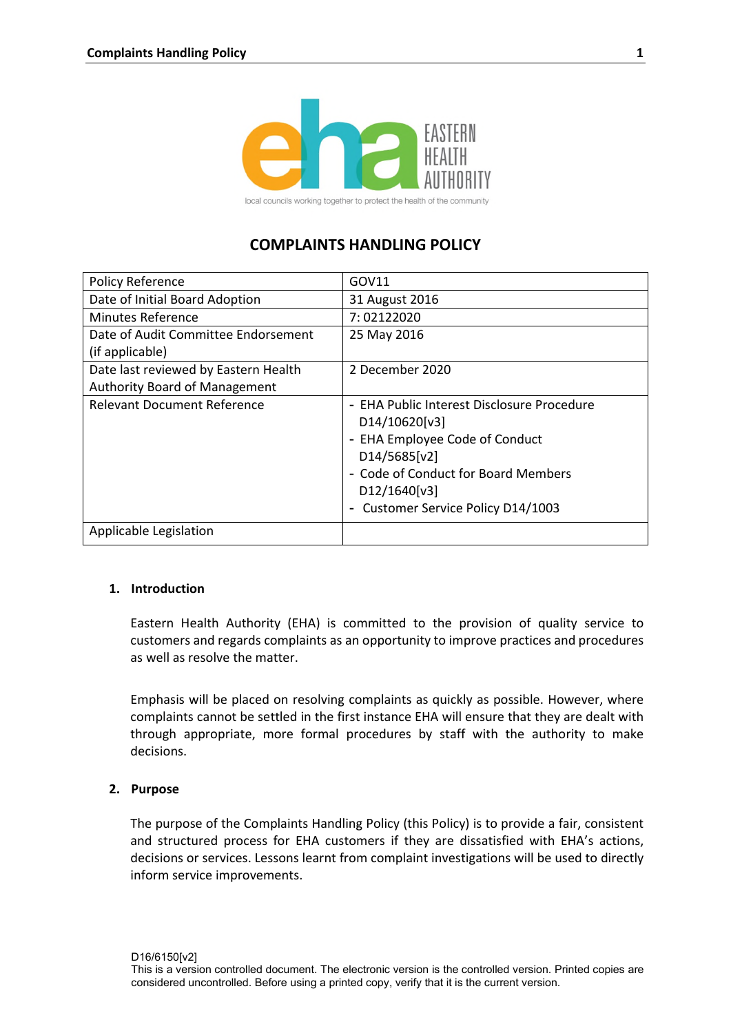# COMPLAINTS HANDLING POLICY

| Policy Reference | GOV11 |
|---|---|
| Date of Initial Board Adoption | 31 August 2016 |
| Minutes Reference | 7: 02122020 |
| Date of Audit Committee Endorsement (if applicable) | 25 May 2016 |
| Date last reviewed by Eastern Health Authority Board of Management | 2 December 2020 |
| Relevant Document Reference | - EHA Public Interest Disclosure Procedure D14/10620[v3]<br>- EHA Employee Code of Conduct D14/5685[v2]<br>- Code of Conduct for Board Members D12/1640[v3]<br>- Customer Service Policy D14/1003 |
| Applicable Legislation | |

## 1. Introduction

Eastern Health Authority (EHA) is committed to the provision of quality service to customers and regards complaints as an opportunity to improve practices and procedures as well as resolve the matter.

Emphasis will be placed on resolving complaints as quickly as possible. However, where complaints cannot be settled in the first instance EHA will ensure that they are dealt with through appropriate, more formal procedures by staff with the authority to make decisions.

## 2. Purpose

The purpose of the Complaints Handling Policy (this Policy) is to provide a fair, consistent and structured process for EHA customers if they are dissatisfied with EHA's actions, decisions or services. Lessons learnt from complaint investigations will be used to directly inform service improvements.

D16/6150[v2]
This is a version controlled document. The electronic version is the controlled version. Printed copies are considered uncontrolled. Before using a printed copy, verify that it is the current version.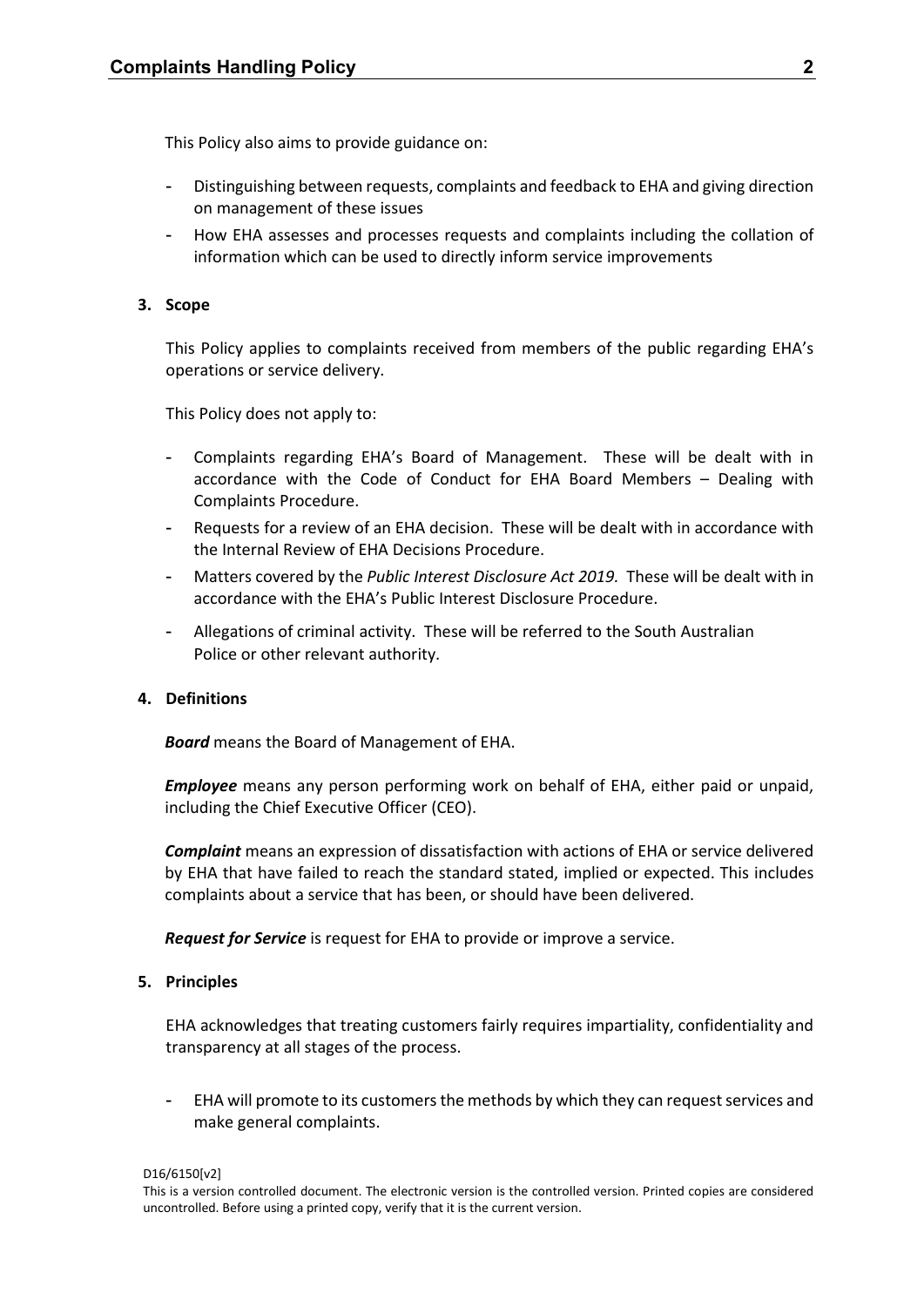This Policy also aims to provide guidance on:

- Distinguishing between requests, complaints and feedback to EHA and giving direction on management of these issues
- How EHA assesses and processes requests and complaints including the collation of information which can be used to directly inform service improvements

**3. Scope**

This Policy applies to complaints received from members of the public regarding EHA's operations or service delivery.

This Policy does not apply to:

- Complaints regarding EHA's Board of Management. These will be dealt with in accordance with the Code of Conduct for EHA Board Members – Dealing with Complaints Procedure.
- Requests for a review of an EHA decision. These will be dealt with in accordance with the Internal Review of EHA Decisions Procedure.
- Matters covered by the *Public Interest Disclosure Act 2019.* These will be dealt with in accordance with the EHA's Public Interest Disclosure Procedure.
- Allegations of criminal activity. These will be referred to the South Australian Police or other relevant authority.

**4. Definitions**

***Board*** means the Board of Management of EHA.

***Employee*** means any person performing work on behalf of EHA, either paid or unpaid, including the Chief Executive Officer (CEO).

***Complaint*** means an expression of dissatisfaction with actions of EHA or service delivered by EHA that have failed to reach the standard stated, implied or expected. This includes complaints about a service that has been, or should have been delivered.

***Request for Service*** is request for EHA to provide or improve a service.

**5. Principles**

EHA acknowledges that treating customers fairly requires impartiality, confidentiality and transparency at all stages of the process.

- EHA will promote to its customers the methods by which they can request services and make general complaints.

D16/6150[v2]

This is a version controlled document. The electronic version is the controlled version. Printed copies are considered uncontrolled. Before using a printed copy, verify that it is the current version.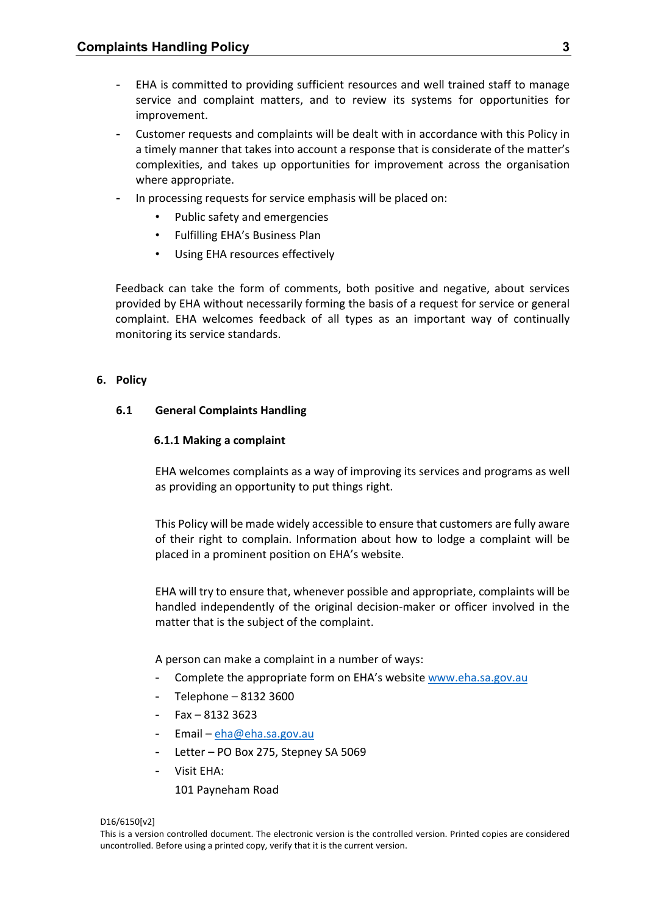- EHA is committed to providing sufficient resources and well trained staff to manage service and complaint matters, and to review its systems for opportunities for improvement.
- Customer requests and complaints will be dealt with in accordance with this Policy in a timely manner that takes into account a response that is considerate of the matter's complexities, and takes up opportunities for improvement across the organisation where appropriate.
- In processing requests for service emphasis will be placed on:
  - Public safety and emergencies
  - Fulfilling EHA's Business Plan
  - Using EHA resources effectively

Feedback can take the form of comments, both positive and negative, about services provided by EHA without necessarily forming the basis of a request for service or general complaint. EHA welcomes feedback of all types as an important way of continually monitoring its service standards.

## 6. Policy

### 6.1 General Complaints Handling

#### 6.1.1 Making a complaint

EHA welcomes complaints as a way of improving its services and programs as well as providing an opportunity to put things right.

This Policy will be made widely accessible to ensure that customers are fully aware of their right to complain. Information about how to lodge a complaint will be placed in a prominent position on EHA's website.

EHA will try to ensure that, whenever possible and appropriate, complaints will be handled independently of the original decision-maker or officer involved in the matter that is the subject of the complaint.

A person can make a complaint in a number of ways:

- Complete the appropriate form on EHA's website www.eha.sa.gov.au
- Telephone – 8132 3600
- Fax – 8132 3623
- Email – eha@eha.sa.gov.au
- Letter – PO Box 275, Stepney SA 5069
- Visit EHA:

  101 Payneham Road

D16/6150[v2]

This is a version controlled document. The electronic version is the controlled version. Printed copies are considered uncontrolled. Before using a printed copy, verify that it is the current version.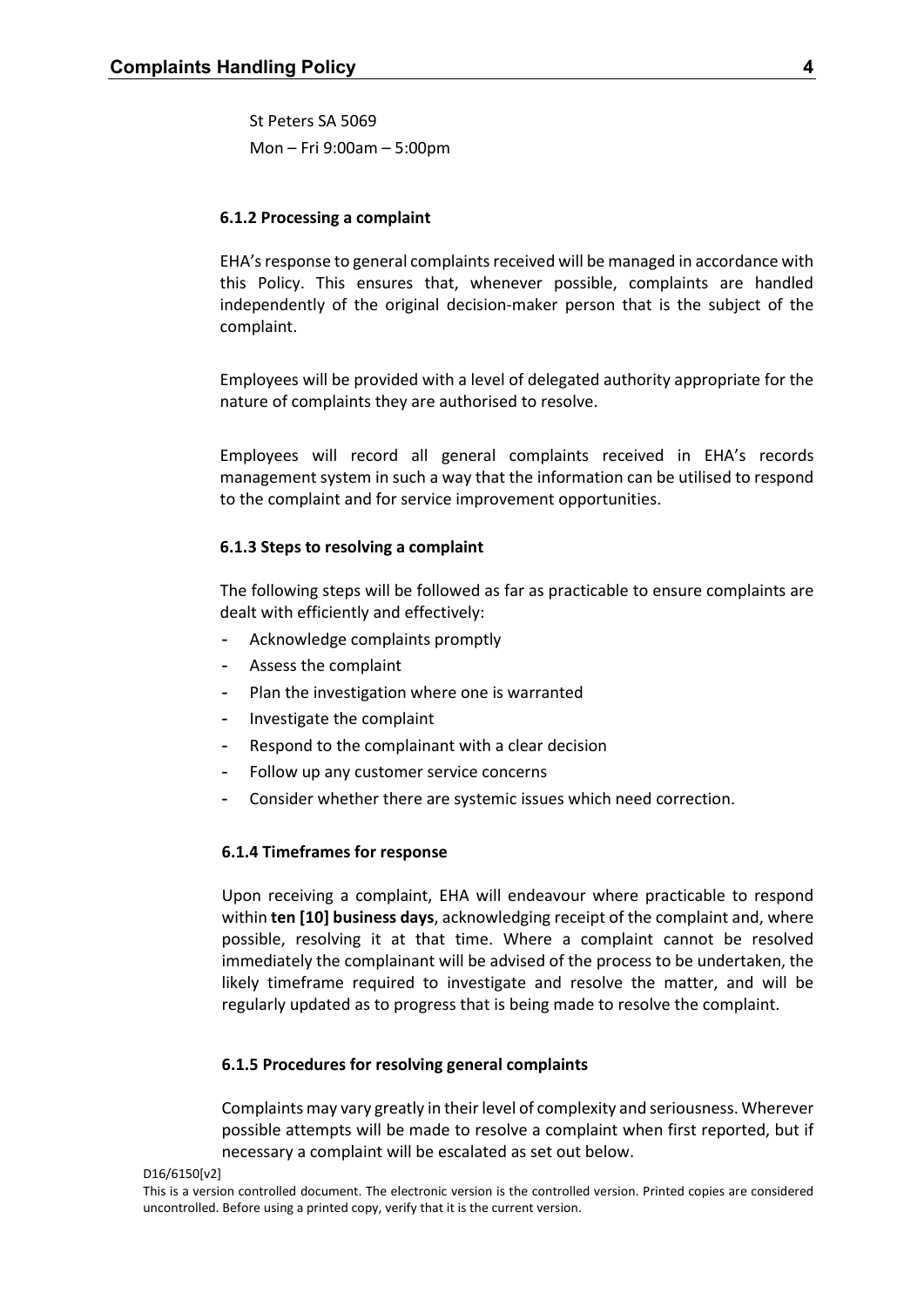St Peters SA 5069

Mon – Fri 9:00am – 5:00pm

#### 6.1.2 Processing a complaint

EHA's response to general complaints received will be managed in accordance with this Policy. This ensures that, whenever possible, complaints are handled independently of the original decision-maker person that is the subject of the complaint.

Employees will be provided with a level of delegated authority appropriate for the nature of complaints they are authorised to resolve.

Employees will record all general complaints received in EHA's records management system in such a way that the information can be utilised to respond to the complaint and for service improvement opportunities.

#### 6.1.3 Steps to resolving a complaint

The following steps will be followed as far as practicable to ensure complaints are dealt with efficiently and effectively:

- Acknowledge complaints promptly
- Assess the complaint
- Plan the investigation where one is warranted
- Investigate the complaint
- Respond to the complainant with a clear decision
- Follow up any customer service concerns
- Consider whether there are systemic issues which need correction.

#### 6.1.4 Timeframes for response

Upon receiving a complaint, EHA will endeavour where practicable to respond within **ten [10] business days**, acknowledging receipt of the complaint and, where possible, resolving it at that time. Where a complaint cannot be resolved immediately the complainant will be advised of the process to be undertaken, the likely timeframe required to investigate and resolve the matter, and will be regularly updated as to progress that is being made to resolve the complaint.

#### 6.1.5 Procedures for resolving general complaints

Complaints may vary greatly in their level of complexity and seriousness. Wherever possible attempts will be made to resolve a complaint when first reported, but if necessary a complaint will be escalated as set out below.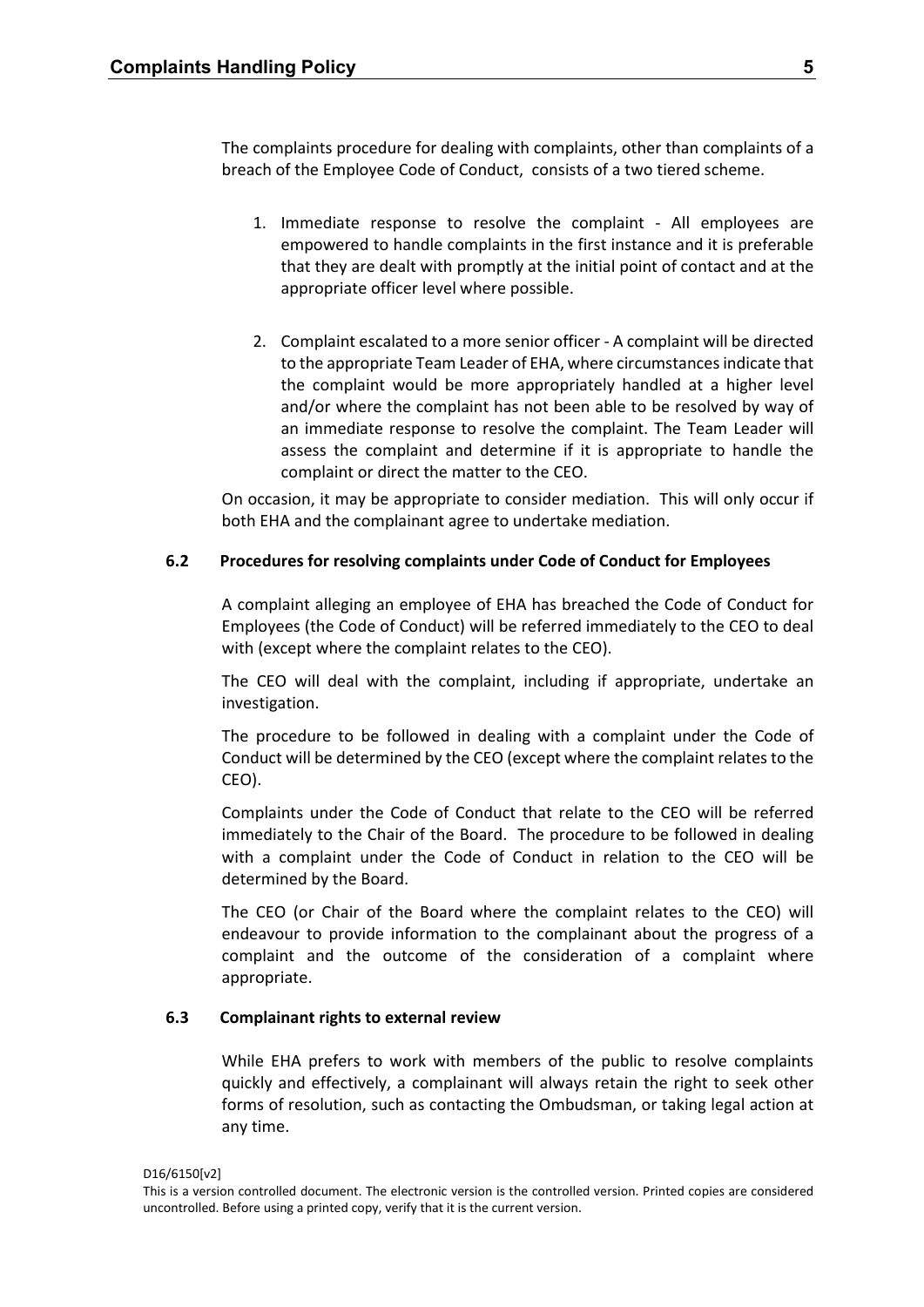The complaints procedure for dealing with complaints, other than complaints of a breach of the Employee Code of Conduct, consists of a two tiered scheme.

1. Immediate response to resolve the complaint - All employees are empowered to handle complaints in the first instance and it is preferable that they are dealt with promptly at the initial point of contact and at the appropriate officer level where possible.

2. Complaint escalated to a more senior officer - A complaint will be directed to the appropriate Team Leader of EHA, where circumstances indicate that the complaint would be more appropriately handled at a higher level and/or where the complaint has not been able to be resolved by way of an immediate response to resolve the complaint. The Team Leader will assess the complaint and determine if it is appropriate to handle the complaint or direct the matter to the CEO.

On occasion, it may be appropriate to consider mediation. This will only occur if both EHA and the complainant agree to undertake mediation.

### 6.2 Procedures for resolving complaints under Code of Conduct for Employees

A complaint alleging an employee of EHA has breached the Code of Conduct for Employees (the Code of Conduct) will be referred immediately to the CEO to deal with (except where the complaint relates to the CEO).

The CEO will deal with the complaint, including if appropriate, undertake an investigation.

The procedure to be followed in dealing with a complaint under the Code of Conduct will be determined by the CEO (except where the complaint relates to the CEO).

Complaints under the Code of Conduct that relate to the CEO will be referred immediately to the Chair of the Board. The procedure to be followed in dealing with a complaint under the Code of Conduct in relation to the CEO will be determined by the Board.

The CEO (or Chair of the Board where the complaint relates to the CEO) will endeavour to provide information to the complainant about the progress of a complaint and the outcome of the consideration of a complaint where appropriate.

### 6.3 Complainant rights to external review

While EHA prefers to work with members of the public to resolve complaints quickly and effectively, a complainant will always retain the right to seek other forms of resolution, such as contacting the Ombudsman, or taking legal action at any time.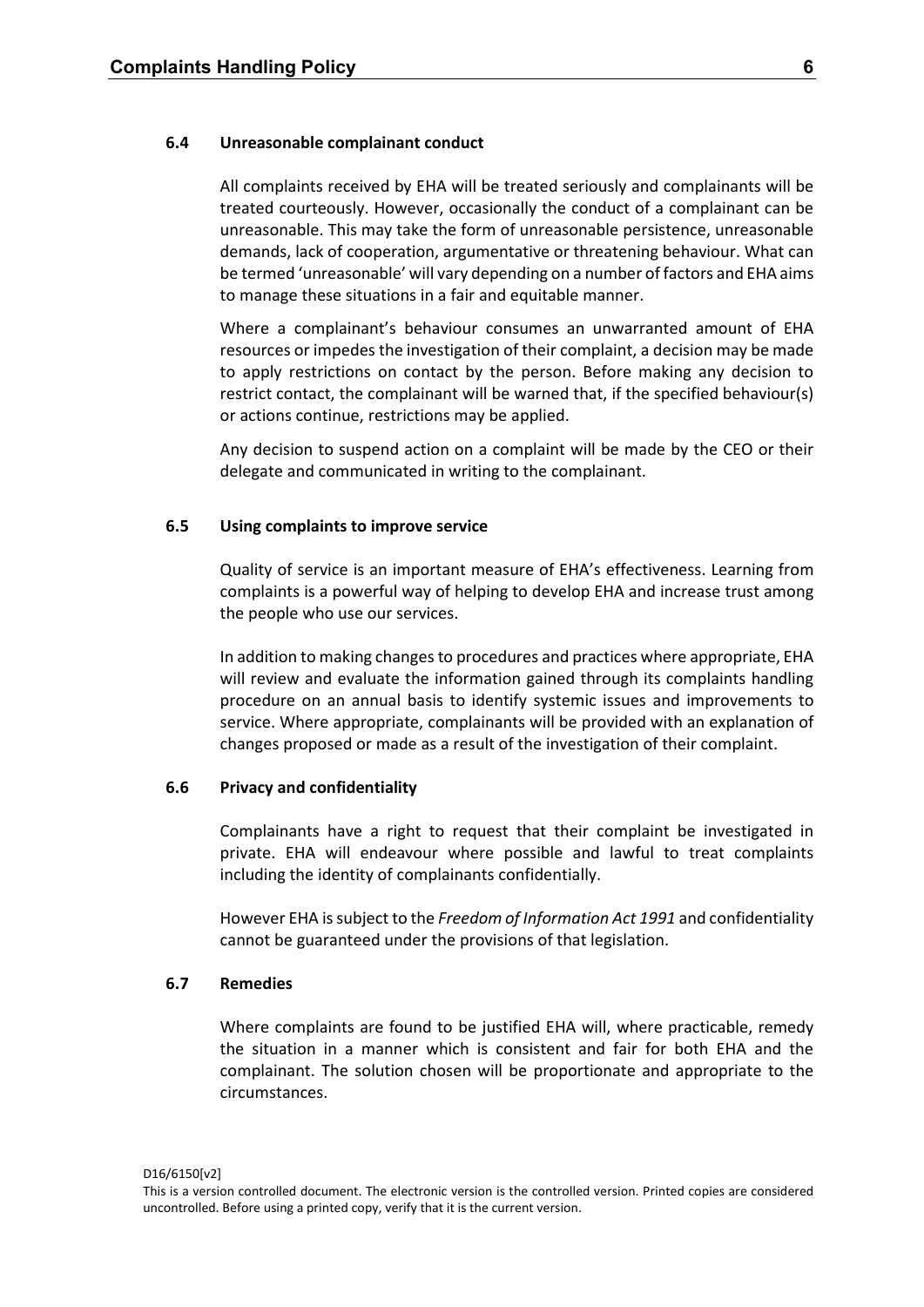### 6.4 Unreasonable complainant conduct

All complaints received by EHA will be treated seriously and complainants will be treated courteously. However, occasionally the conduct of a complainant can be unreasonable. This may take the form of unreasonable persistence, unreasonable demands, lack of cooperation, argumentative or threatening behaviour. What can be termed 'unreasonable' will vary depending on a number of factors and EHA aims to manage these situations in a fair and equitable manner.

Where a complainant's behaviour consumes an unwarranted amount of EHA resources or impedes the investigation of their complaint, a decision may be made to apply restrictions on contact by the person. Before making any decision to restrict contact, the complainant will be warned that, if the specified behaviour(s) or actions continue, restrictions may be applied.

Any decision to suspend action on a complaint will be made by the CEO or their delegate and communicated in writing to the complainant.

### 6.5 Using complaints to improve service

Quality of service is an important measure of EHA's effectiveness. Learning from complaints is a powerful way of helping to develop EHA and increase trust among the people who use our services.

In addition to making changes to procedures and practices where appropriate, EHA will review and evaluate the information gained through its complaints handling procedure on an annual basis to identify systemic issues and improvements to service. Where appropriate, complainants will be provided with an explanation of changes proposed or made as a result of the investigation of their complaint.

### 6.6 Privacy and confidentiality

Complainants have a right to request that their complaint be investigated in private. EHA will endeavour where possible and lawful to treat complaints including the identity of complainants confidentially.

However EHA is subject to the *Freedom of Information Act 1991* and confidentiality cannot be guaranteed under the provisions of that legislation.

### 6.7 Remedies

Where complaints are found to be justified EHA will, where practicable, remedy the situation in a manner which is consistent and fair for both EHA and the complainant. The solution chosen will be proportionate and appropriate to the circumstances.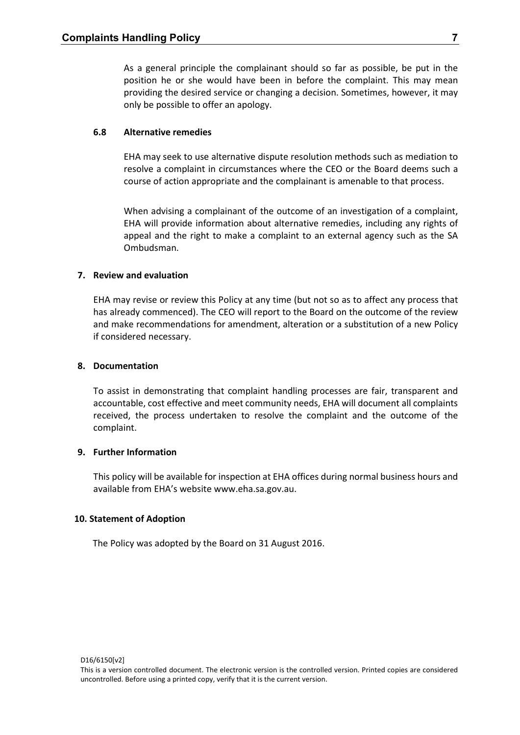As a general principle the complainant should so far as possible, be put in the position he or she would have been in before the complaint. This may mean providing the desired service or changing a decision. Sometimes, however, it may only be possible to offer an apology.

### 6.8 Alternative remedies

EHA may seek to use alternative dispute resolution methods such as mediation to resolve a complaint in circumstances where the CEO or the Board deems such a course of action appropriate and the complainant is amenable to that process.

When advising a complainant of the outcome of an investigation of a complaint, EHA will provide information about alternative remedies, including any rights of appeal and the right to make a complaint to an external agency such as the SA Ombudsman.

## 7. Review and evaluation

EHA may revise or review this Policy at any time (but not so as to affect any process that has already commenced). The CEO will report to the Board on the outcome of the review and make recommendations for amendment, alteration or a substitution of a new Policy if considered necessary.

## 8. Documentation

To assist in demonstrating that complaint handling processes are fair, transparent and accountable, cost effective and meet community needs, EHA will document all complaints received, the process undertaken to resolve the complaint and the outcome of the complaint.

## 9. Further Information

This policy will be available for inspection at EHA offices during normal business hours and available from EHA's website www.eha.sa.gov.au.

## 10. Statement of Adoption

The Policy was adopted by the Board on 31 August 2016.

D16/6150[v2]

This is a version controlled document. The electronic version is the controlled version. Printed copies are considered uncontrolled. Before using a printed copy, verify that it is the current version.